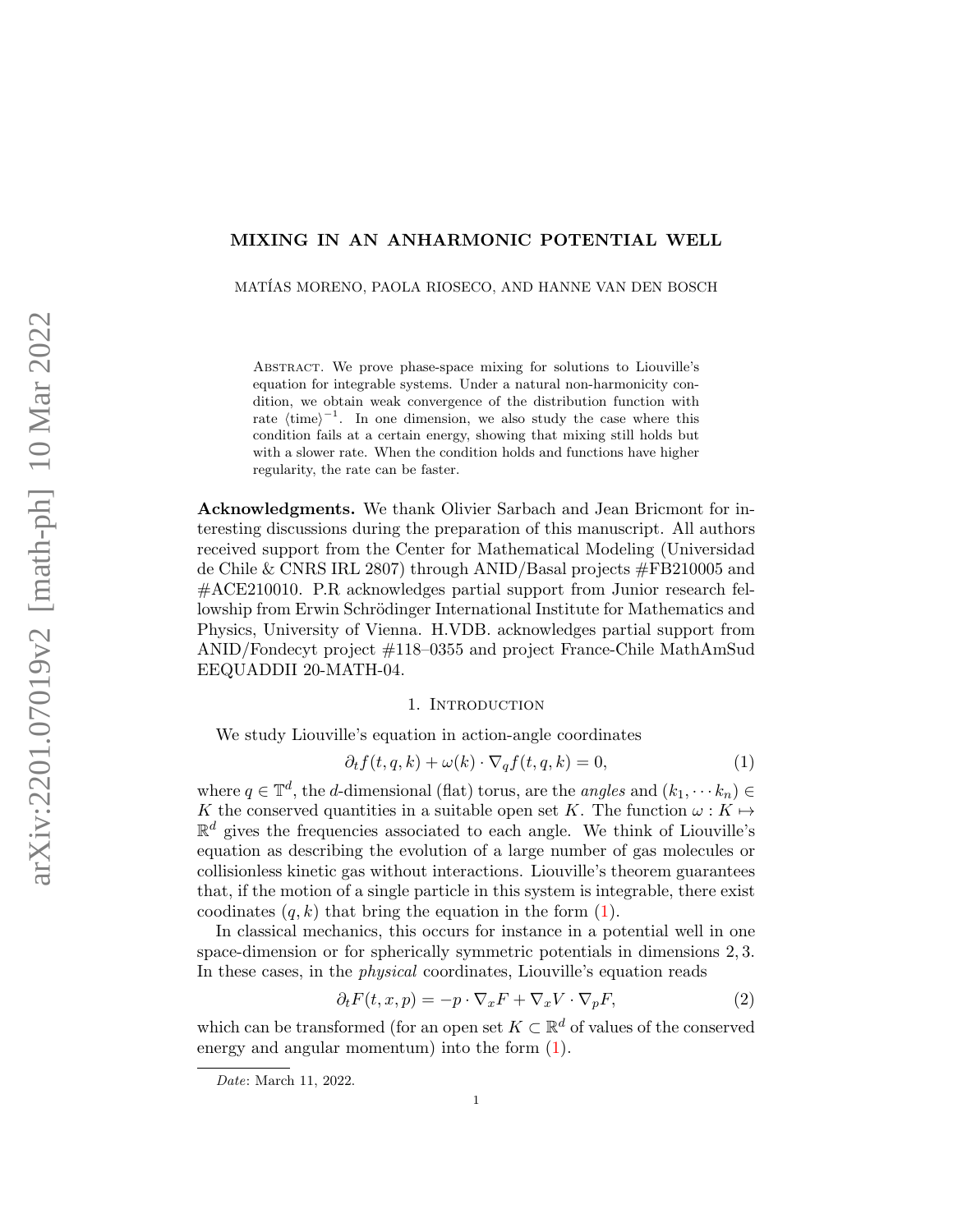# MIXING IN AN ANHARMONIC POTENTIAL WELL

MATÍAS MORENO, PAOLA RIOSECO, AND HANNE VAN DEN BOSCH

Abstract. We prove phase-space mixing for solutions to Liouville's equation for integrable systems. Under a natural non-harmonicity condition, we obtain weak convergence of the distribution function with rate $\langle \text{time} \rangle^{-1}$. In one dimension, we also study the case where this condition fails at a certain energy, showing that mixing still holds but with a slower rate. When the condition holds and functions have higher regularity, the rate can be faster.

**Acknowledgments.** We thank Olivier Sarbach and Jean Bricmont for interesting discussions during the preparation of this manuscript. All authors received support from the Center for Mathematical Modeling (Universidad de Chile & CNRS IRL 2807) through ANID/Basal projects #FB210005 and #ACE210010. P.R acknowledges partial support from Junior research fellowship from Erwin Schrödinger International Institute for Mathematics and Physics, University of Vienna. H.VDB. acknowledges partial support from ANID/Fondecyt project #118–0355 and project France-Chile MathAmSud EEQUADDII 20-MATH-04.

## 1. Introduction

We study Liouville's equation in action-angle coordinates

$$\partial_t f(t, q, k) + \omega(k) \cdot \nabla_q f(t, q, k) = 0, \tag{1}$$

where $q \in \mathbb{T}^d$, the $d$-dimensional (flat) torus, are the *angles* and $(k_1, \cdots k_n) \in K$ the conserved quantities in a suitable open set $K$. The function $\omega : K \mapsto \mathbb{R}^d$ gives the frequencies associated to each angle. We think of Liouville's equation as describing the evolution of a large number of gas molecules or collisionless kinetic gas without interactions. Liouville's theorem guarantees that, if the motion of a single particle in this system is integrable, there exist coodinates $(q, k)$ that bring the equation in the form (1).

In classical mechanics, this occurs for instance in a potential well in one space-dimension or for spherically symmetric potentials in dimensions $2, 3$. In these cases, in the *physical* coordinates, Liouville's equation reads

$$\partial_t F(t, x, p) = -p \cdot \nabla_x F + \nabla_x V \cdot \nabla_p F, \tag{2}$$

which can be transformed (for an open set $K \subset \mathbb{R}^d$ of values of the conserved energy and angular momentum) into the form (1).

*Date*: March 11, 2022.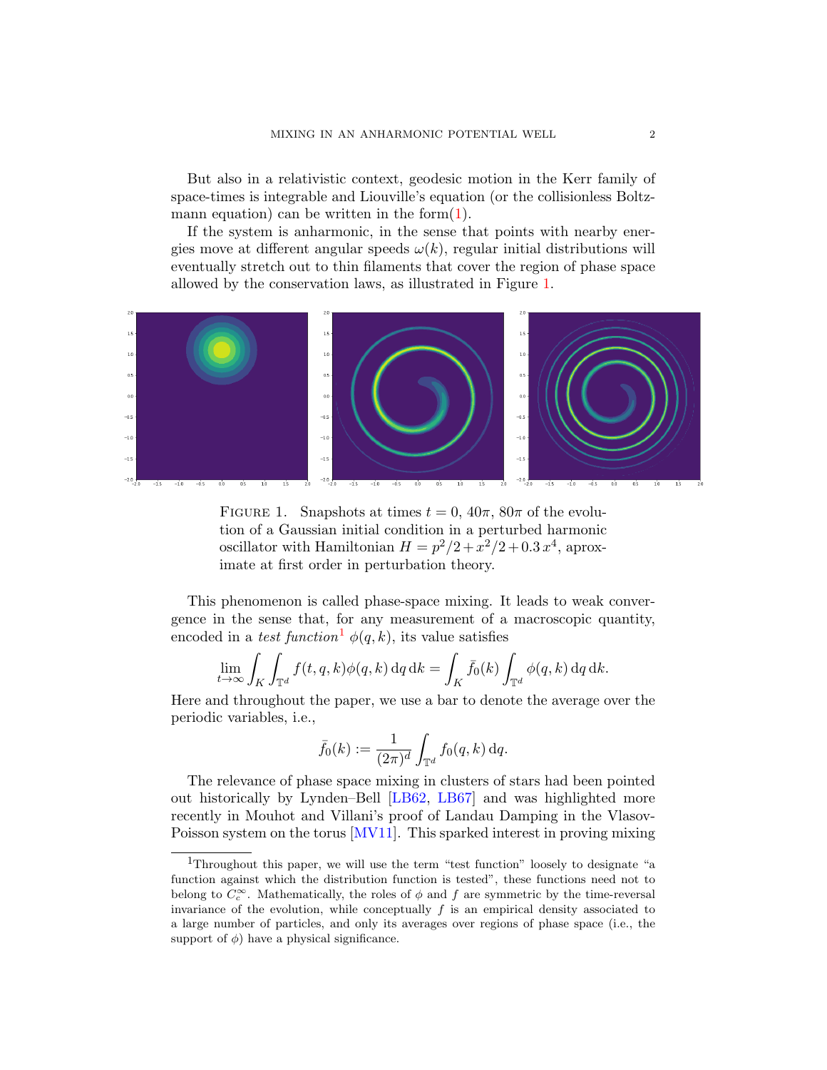But also in a relativistic context, geodesic motion in the Kerr family of space-times is integrable and Liouville's equation (or the collisionless Boltzmann equation) can be written in the form(1).

If the system is anharmonic, in the sense that points with nearby energies move at different angular speeds $\omega(k)$, regular initial distributions will eventually stretch out to thin filaments that cover the region of phase space allowed by the conservation laws, as illustrated in Figure 1.

Figure 1. Snapshots at times $t = 0$, $40\pi$, $80\pi$ of the evolution of a Gaussian initial condition in a perturbed harmonic oscillator with Hamiltonian $H = p^2/2 + x^2/2 + 0.3\, x^4$, aproximate at first order in perturbation theory.

This phenomenon is called phase-space mixing. It leads to weak convergence in the sense that, for any measurement of a macroscopic quantity, encoded in a *test function*[1] $\phi(q, k)$, its value satisfies

$$\lim_{t\to\infty} \int_K \int_{\mathbb{T}^d} f(t, q, k)\phi(q, k)\, \mathrm{d}q\, \mathrm{d}k = \int_K \bar{f}_0(k) \int_{\mathbb{T}^d} \phi(q, k)\, \mathrm{d}q\, \mathrm{d}k.$$

Here and throughout the paper, we use a bar to denote the average over the periodic variables, i.e.,

$$\bar{f}_0(k) := \frac{1}{(2\pi)^d} \int_{\mathbb{T}^d} f_0(q, k)\, \mathrm{d}q.$$

The relevance of phase space mixing in clusters of stars had been pointed out historically by Lynden–Bell [LB62, LB67] and was highlighted more recently in Mouhot and Villani's proof of Landau Damping in the Vlasov-Poisson system on the torus [MV11]. This sparked interest in proving mixing

[1] Throughout this paper, we will use the term "test function" loosely to designate "a function against which the distribution function is tested", these functions need not to belong to $C_c^\infty$. Mathematically, the roles of $\phi$ and $f$ are symmetric by the time-reversal invariance of the evolution, while conceptually $f$ is an empirical density associated to a large number of particles, and only its averages over regions of phase space (i.e., the support of $\phi$) have a physical significance.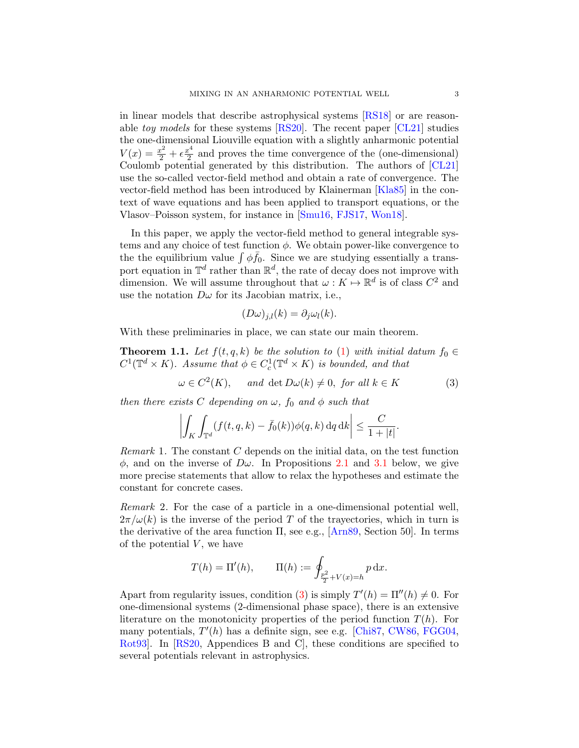in linear models that describe astrophysical systems [RS18] or are reasonable *toy models* for these systems [RS20]. The recent paper [CL21] studies the one-dimensional Liouville equation with a slightly anharmonic potential $V(x) = \frac{x^2}{2} + \epsilon\frac{x^4}{2}$ and proves the time convergence of the (one-dimensional) Coulomb potential generated by this distribution. The authors of [CL21] use the so-called vector-field method and obtain a rate of convergence. The vector-field method has been introduced by Klainerman [Kla85] in the context of wave equations and has been applied to transport equations, or the Vlasov–Poisson system, for instance in [Smu16, FJS17, Won18].

In this paper, we apply the vector-field method to general integrable systems and any choice of test function $\phi$. We obtain power-like convergence to the the equilibrium value $\int \phi \bar{f}_0$. Since we are studying essentially a transport equation in $\mathbb{T}^d$ rather than $\mathbb{R}^d$, the rate of decay does not improve with dimension. We will assume throughout that $\omega : K \mapsto \mathbb{R}^d$ is of class $C^2$ and use the notation $D\omega$ for its Jacobian matrix, i.e.,

$$(D\omega)_{j,l}(k) = \partial_j \omega_l(k).$$

With these preliminaries in place, we can state our main theorem.

**Theorem 1.1.** *Let $f(t, q, k)$ be the solution to (1) with initial datum $f_0 \in C^1(\mathbb{T}^d \times K)$. Assume that $\phi \in C^1_c(\mathbb{T}^d \times K)$ is bounded, and that*

$$\omega \in C^2(K), \qquad \text{and } \det D\omega(k) \neq 0, \text{ for all } k \in K \tag{3}$$

*then there exists $C$ depending on $\omega$, $f_0$ and $\phi$ such that*

$$\left| \int_K \int_{\mathbb{T}^d} (f(t, q, k) - \bar{f}_0(k))\phi(q, k)\, \mathrm{d}q\, \mathrm{d}k \right| \leq \frac{C}{1 + |t|}.$$

*Remark* 1. The constant $C$ depends on the initial data, on the test function $\phi$, and on the inverse of $D\omega$. In Propositions 2.1 and 3.1 below, we give more precise statements that allow to relax the hypotheses and estimate the constant for concrete cases.

*Remark* 2. For the case of a particle in a one-dimensional potential well, $2\pi/\omega(k)$ is the inverse of the period $T$ of the trajectories, which in turn is the derivative of the area function $\Pi$, see e.g., [Arn89, Section 50]. In terms of the potential $V$, we have

$$T(h) = \Pi'(h), \qquad \Pi(h) := \oint_{\frac{p^2}{2} + V(x) = h} p\, \mathrm{d}x.$$

Apart from regularity issues, condition (3) is simply $T'(h) = \Pi''(h) \neq 0$. For one-dimensional systems (2-dimensional phase space), there is an extensive literature on the monotonicity properties of the period function $T(h)$. For many potentials, $T'(h)$ has a definite sign, see e.g. [Chi87, CW86, FGG04, Rot93]. In [RS20, Appendices B and C], these conditions are specified to several potentials relevant in astrophysics.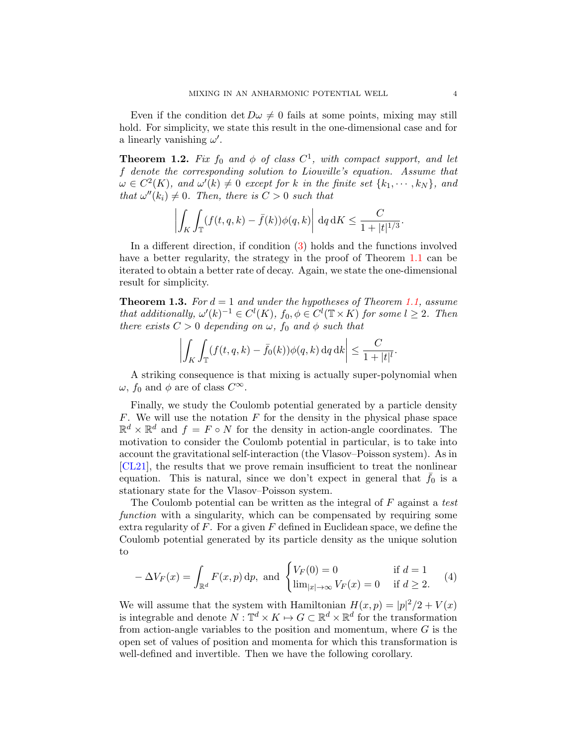Even if the condition $\det D\omega \neq 0$ fails at some points, mixing may still hold. For simplicity, we state this result in the one-dimensional case and for a linearly vanishing $\omega'$.

**Theorem 1.2.** *Fix $f_0$ and $\phi$ of class $C^1$, with compact support, and let $f$ denote the corresponding solution to Liouville's equation. Assume that $\omega \in C^2(K)$, and $\omega'(k) \neq 0$ except for $k$ in the finite set $\{k_1, \cdots, k_N\}$, and that $\omega''(k_i) \neq 0$. Then, there is $C > 0$ such that*

$$\left| \int_K \int_{\mathbb{T}} (f(t,q,k) - \bar{f}(k))\phi(q,k) \right| \mathrm{d}q \, \mathrm{d}K \leq \frac{C}{1 + |t|^{1/3}}.$$

In a different direction, if condition (3) holds and the functions involved have a better regularity, the strategy in the proof of Theorem 1.1 can be iterated to obtain a better rate of decay. Again, we state the one-dimensional result for simplicity.

**Theorem 1.3.** *For $d = 1$ and under the hypotheses of Theorem 1.1, assume that additionally, $\omega'(k)^{-1} \in C^l(K)$, $f_0, \phi \in C^l(\mathbb{T} \times K)$ for some $l \geq 2$. Then there exists $C > 0$ depending on $\omega$, $f_0$ and $\phi$ such that*

$$\left| \int_K \int_{\mathbb{T}} (f(t,q,k) - \bar{f}_0(k))\phi(q,k) \, \mathrm{d}q \, \mathrm{d}k \right| \leq \frac{C}{1 + |t|^l}.$$

A striking consequence is that mixing is actually super-polynomial when $\omega$, $f_0$ and $\phi$ are of class $C^\infty$.

Finally, we study the Coulomb potential generated by a particle density $F$. We will use the notation $F$ for the density in the physical phase space $\mathbb{R}^d \times \mathbb{R}^d$ and $f = F \circ N$ for the density in action-angle coordinates. The motivation to consider the Coulomb potential in particular, is to take into account the gravitational self-interaction (the Vlasov–Poisson system). As in [CL21], the results that we prove remain insufficient to treat the nonlinear equation. This is natural, since we don't expect in general that $\bar{f}_0$ is a stationary state for the Vlasov–Poisson system.

The Coulomb potential can be written as the integral of $F$ against a *test function* with a singularity, which can be compensated by requiring some extra regularity of $F$. For a given $F$ defined in Euclidean space, we define the Coulomb potential generated by its particle density as the unique solution to

$$-\Delta V_F(x) = \int_{\mathbb{R}^d} F(x,p) \, \mathrm{d}p, \text{ and } \begin{cases} V_F(0) = 0 & \text{if } d = 1 \\ \lim_{|x| \to \infty} V_F(x) = 0 & \text{if } d \geq 2. \end{cases} \tag{4}$$

We will assume that the system with Hamiltonian $H(x,p) = |p|^2/2 + V(x)$ is integrable and denote $N : \mathbb{T}^d \times K \mapsto G \subset \mathbb{R}^d \times \mathbb{R}^d$ for the transformation from action-angle variables to the position and momentum, where $G$ is the open set of values of position and momenta for which this transformation is well-defined and invertible. Then we have the following corollary.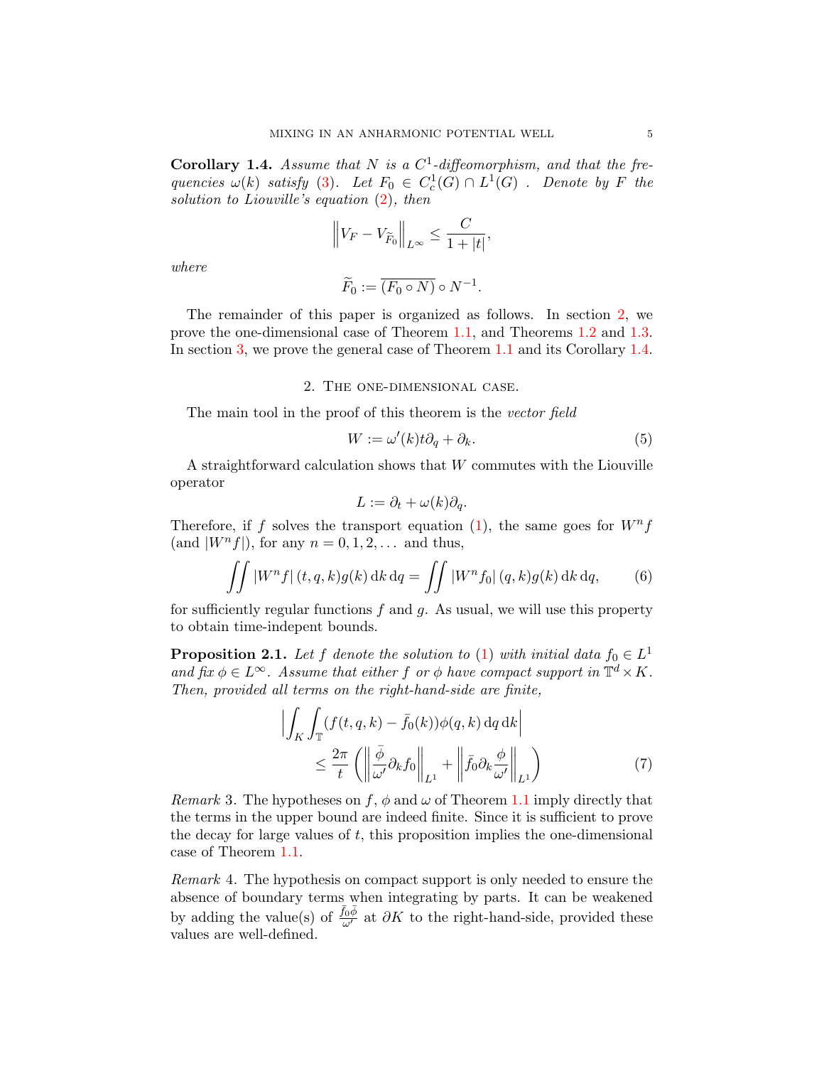**Corollary 1.4.** *Assume that $N$ is a $C^1$-diffeomorphism, and that the frequencies $\omega(k)$ satisfy* (3)*. Let $F_0 \in C^1_c(G) \cap L^1(G)$ . Denote by $F$ the solution to Liouville's equation* (2)*, then*

$$\left\| V_F - V_{\widetilde{F}_0} \right\|_{L^\infty} \leq \frac{C}{1+|t|},$$

*where*

$$\widetilde{F}_0 := \overline{(F_0 \circ N)} \circ N^{-1}.$$

The remainder of this paper is organized as follows. In section 2, we prove the one-dimensional case of Theorem 1.1, and Theorems 1.2 and 1.3. In section 3, we prove the general case of Theorem 1.1 and its Corollary 1.4.

## 2. The one-dimensional case.

The main tool in the proof of this theorem is the *vector field*

$$W := \omega'(k) t \partial_q + \partial_k. \tag{5}$$

A straightforward calculation shows that $W$ commutes with the Liouville operator

$$L := \partial_t + \omega(k)\partial_q.$$

Therefore, if $f$ solves the transport equation (1), the same goes for $W^n f$ (and $|W^n f|$), for any $n = 0, 1, 2, \ldots$ and thus,

$$\iint |W^n f|\,(t,q,k) g(k)\,\mathrm{d}k\,\mathrm{d}q = \iint |W^n f_0|\,(q,k) g(k)\,\mathrm{d}k\,\mathrm{d}q, \tag{6}$$

for sufficiently regular functions $f$ and $g$. As usual, we will use this property to obtain time-indepent bounds.

**Proposition 2.1.** *Let $f$ denote the solution to* (1) *with initial data $f_0 \in L^1$ and fix $\phi \in L^\infty$. Assume that either $f$ or $\phi$ have compact support in $\mathbb{T}^d \times K$. Then, provided all terms on the right-hand-side are finite,*

$$\begin{aligned} \Big| \int_K \int_{\mathbb{T}} (f(t,q,k) - \bar{f}_0(k))\phi(q,k)\,\mathrm{d}q\,\mathrm{d}k \Big| \\ \leq \frac{2\pi}{t}\left( \left\| \frac{\bar{\phi}}{\omega'} \partial_k f_0 \right\|_{L^1} + \left\| \bar{f}_0 \partial_k \frac{\phi}{\omega'} \right\|_{L^1} \right) \end{aligned} \tag{7}$$

*Remark* 3. The hypotheses on $f$, $\phi$ and $\omega$ of Theorem 1.1 imply directly that the terms in the upper bound are indeed finite. Since it is sufficient to prove the decay for large values of $t$, this proposition implies the one-dimensional case of Theorem 1.1.

*Remark* 4. The hypothesis on compact support is only needed to ensure the absence of boundary terms when integrating by parts. It can be weakened by adding the value(s) of $\frac{\bar{f}_0 \bar{\phi}}{\omega'}$ at $\partial K$ to the right-hand-side, provided these values are well-defined.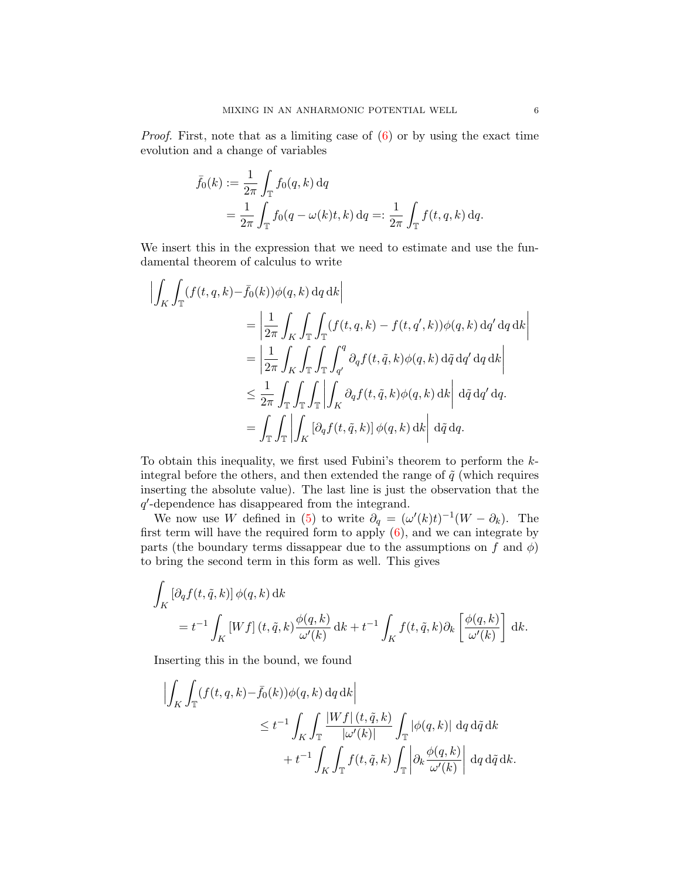*Proof.* First, note that as a limiting case of (6) or by using the exact time evolution and a change of variables

$$
\begin{aligned}
\bar{f}_0(k) &:= \frac{1}{2\pi}\int_{\mathbb{T}} f_0(q,k)\,\mathrm{d}q \\
&= \frac{1}{2\pi}\int_{\mathbb{T}} f_0(q-\omega(k)t,k)\,\mathrm{d}q =: \frac{1}{2\pi}\int_{\mathbb{T}} f(t,q,k)\,\mathrm{d}q.
\end{aligned}
$$

We insert this in the expression that we need to estimate and use the fundamental theorem of calculus to write

$$
\begin{aligned}
\Big|\int_K\int_{\mathbb{T}}&(f(t,q,k)-\bar{f}_0(k))\phi(q,k)\,\mathrm{d}q\,\mathrm{d}k\Big| \\
&= \left|\frac{1}{2\pi}\int_K\int_{\mathbb{T}}\int_{\mathbb{T}}(f(t,q,k)-f(t,q',k))\phi(q,k)\,\mathrm{d}q'\,\mathrm{d}q\,\mathrm{d}k\right| \\
&= \left|\frac{1}{2\pi}\int_K\int_{\mathbb{T}}\int_{\mathbb{T}}\int_{q'}^{q}\partial_q f(t,\tilde{q},k)\phi(q,k)\,\mathrm{d}\tilde{q}\,\mathrm{d}q'\,\mathrm{d}q\,\mathrm{d}k\right| \\
&\le \frac{1}{2\pi}\int_{\mathbb{T}}\int_{\mathbb{T}}\int_{\mathbb{T}}\left|\int_K \partial_q f(t,\tilde{q},k)\phi(q,k)\,\mathrm{d}k\right|\,\mathrm{d}\tilde{q}\,\mathrm{d}q'\,\mathrm{d}q. \\
&= \int_{\mathbb{T}}\int_{\mathbb{T}}\left|\int_K \left[\partial_q f(t,\tilde{q},k)\right]\phi(q,k)\,\mathrm{d}k\right|\,\mathrm{d}\tilde{q}\,\mathrm{d}q.
\end{aligned}
$$

To obtain this inequality, we first used Fubini's theorem to perform the $k$-integral before the others, and then extended the range of $\tilde{q}$ (which requires inserting the absolute value). The last line is just the observation that the $q'$-dependence has disappeared from the integrand.

We now use $W$ defined in (5) to write $\partial_q = (\omega'(k)t)^{-1}(W-\partial_k)$. The first term will have the required form to apply (6), and we can integrate by parts (the boundary terms dissappear due to the assumptions on $f$ and $\phi$) to bring the second term in this form as well. This gives

$$
\begin{aligned}
\int_K &\left[\partial_q f(t,\tilde{q},k)\right]\phi(q,k)\,\mathrm{d}k \\
&= t^{-1}\int_K \left[Wf\right](t,\tilde{q},k)\frac{\phi(q,k)}{\omega'(k)}\,\mathrm{d}k + t^{-1}\int_K f(t,\tilde{q},k)\partial_k\left[\frac{\phi(q,k)}{\omega'(k)}\right]\,\mathrm{d}k.
\end{aligned}
$$

Inserting this in the bound, we found

$$
\begin{aligned}
\Big|\int_K\int_{\mathbb{T}}&(f(t,q,k)-\bar{f}_0(k))\phi(q,k)\,\mathrm{d}q\,\mathrm{d}k\Big| \\
&\le t^{-1}\int_K\int_{\mathbb{T}}\frac{|Wf|\,(t,\tilde{q},k)}{|\omega'(k)|}\int_{\mathbb{T}}|\phi(q,k)|\,\mathrm{d}q\,\mathrm{d}\tilde{q}\,\mathrm{d}k \\
&\quad + t^{-1}\int_K\int_{\mathbb{T}} f(t,\tilde{q},k)\int_{\mathbb{T}}\left|\partial_k\frac{\phi(q,k)}{\omega'(k)}\right|\,\mathrm{d}q\,\mathrm{d}\tilde{q}\,\mathrm{d}k.
\end{aligned}
$$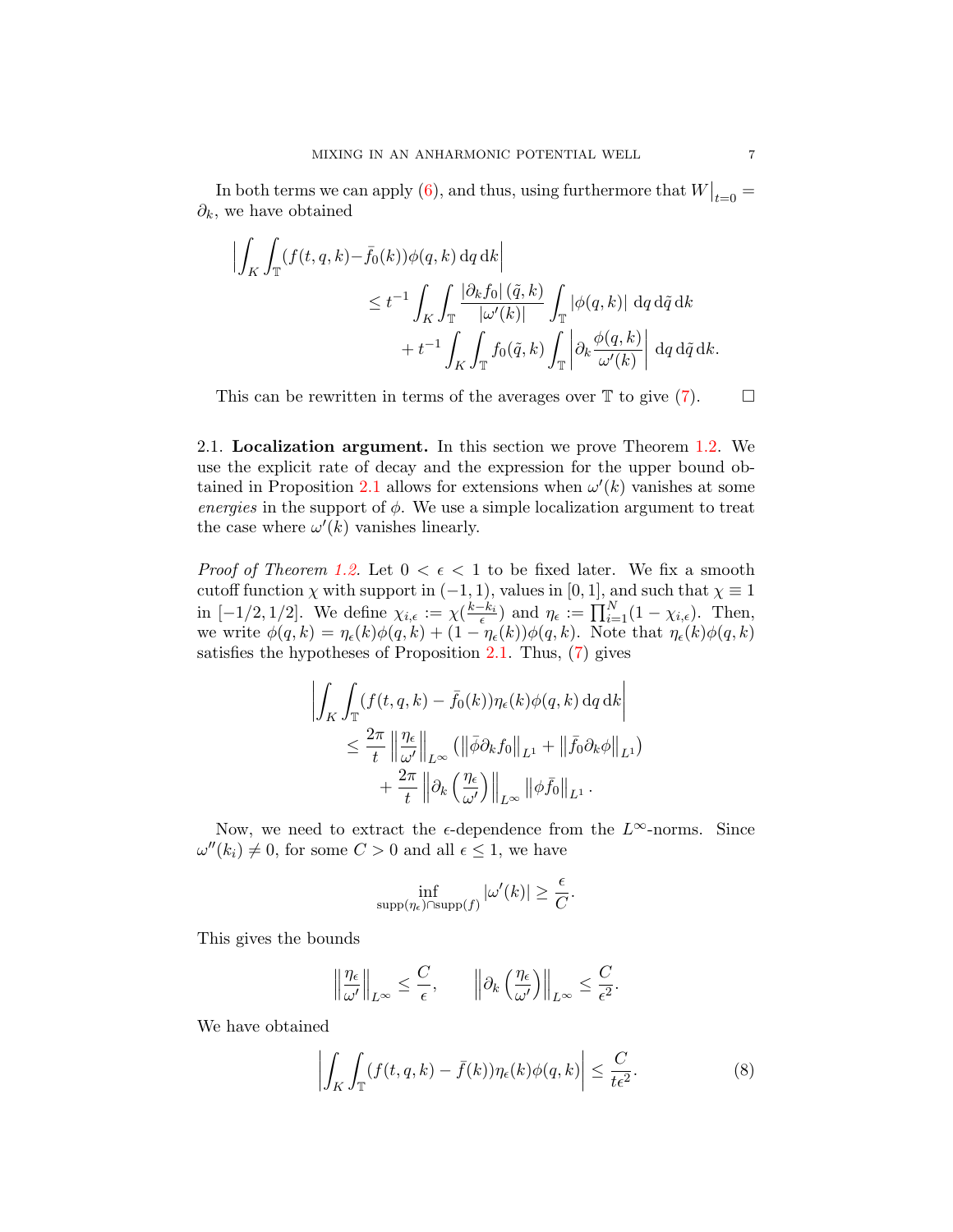In both terms we can apply (6), and thus, using furthermore that $W\big|_{t=0} = \partial_k$, we have obtained

$$
\begin{aligned}
\Big|\int_K \int_{\mathbb{T}} (f(t,q,k) - &\bar{f}_0(k))\phi(q,k)\,\mathrm{d}q\,\mathrm{d}k\Big| \\
&\leq t^{-1} \int_K \int_{\mathbb{T}} \frac{|\partial_k f_0|\,(\tilde{q},k)}{|\omega'(k)|} \int_{\mathbb{T}} |\phi(q,k)|\,\mathrm{d}q\,\mathrm{d}\tilde{q}\,\mathrm{d}k \\
&\quad + t^{-1} \int_K \int_{\mathbb{T}} f_0(\tilde{q},k) \int_{\mathbb{T}} \left|\partial_k \frac{\phi(q,k)}{\omega'(k)}\right| \mathrm{d}q\,\mathrm{d}\tilde{q}\,\mathrm{d}k.
\end{aligned}
$$

This can be rewritten in terms of the averages over $\mathbb{T}$ to give (7). $\square$

## 2.1. Localization argument.

In this section we prove Theorem 1.2. We use the explicit rate of decay and the expression for the upper bound obtained in Proposition 2.1 allows for extensions when $\omega'(k)$ vanishes at some *energies* in the support of $\phi$. We use a simple localization argument to treat the case where $\omega'(k)$ vanishes linearly.

*Proof of Theorem 1.2.* Let $0 < \epsilon < 1$ to be fixed later. We fix a smooth cutoff function $\chi$ with support in $(-1,1)$, values in $[0,1]$, and such that $\chi \equiv 1$ in $[-1/2, 1/2]$. We define $\chi_{i,\epsilon} := \chi(\frac{k-k_i}{\epsilon})$ and $\eta_\epsilon := \prod_{i=1}^{N}(1-\chi_{i,\epsilon})$. Then, we write $\phi(q,k) = \eta_\epsilon(k)\phi(q,k) + (1-\eta_\epsilon(k))\phi(q,k)$. Note that $\eta_\epsilon(k)\phi(q,k)$ satisfies the hypotheses of Proposition 2.1. Thus, (7) gives

$$
\begin{aligned}
\left|\int_K \int_{\mathbb{T}} (f(t,q,k) - \bar{f}_0(k))\eta_\epsilon(k)\phi(q,k)\,\mathrm{d}q\,\mathrm{d}k\right| \\
\leq \frac{2\pi}{t}\left\|\frac{\eta_\epsilon}{\omega'}\right\|_{L^\infty}\left(\left\|\bar{\phi}\partial_k f_0\right\|_{L^1} + \left\|\bar{f}_0\partial_k\phi\right\|_{L^1}\right) \\
+ \frac{2\pi}{t}\left\|\partial_k\left(\frac{\eta_\epsilon}{\omega'}\right)\right\|_{L^\infty}\left\|\phi\bar{f}_0\right\|_{L^1}.
\end{aligned}
$$

Now, we need to extract the $\epsilon$-dependence from the $L^\infty$-norms. Since $\omega''(k_i) \neq 0$, for some $C > 0$ and all $\epsilon \leq 1$, we have

$$
\inf_{\mathrm{supp}(\eta_\epsilon)\cap\mathrm{supp}(f)} |\omega'(k)| \geq \frac{\epsilon}{C}.
$$

This gives the bounds

$$
\left\|\frac{\eta_\epsilon}{\omega'}\right\|_{L^\infty} \leq \frac{C}{\epsilon}, \qquad \left\|\partial_k\left(\frac{\eta_\epsilon}{\omega'}\right)\right\|_{L^\infty} \leq \frac{C}{\epsilon^2}.
$$

We have obtained

$$
\left|\int_K \int_{\mathbb{T}} (f(t,q,k) - \bar{f}(k))\eta_\epsilon(k)\phi(q,k)\right| \leq \frac{C}{t\epsilon^2}. \tag{8}
$$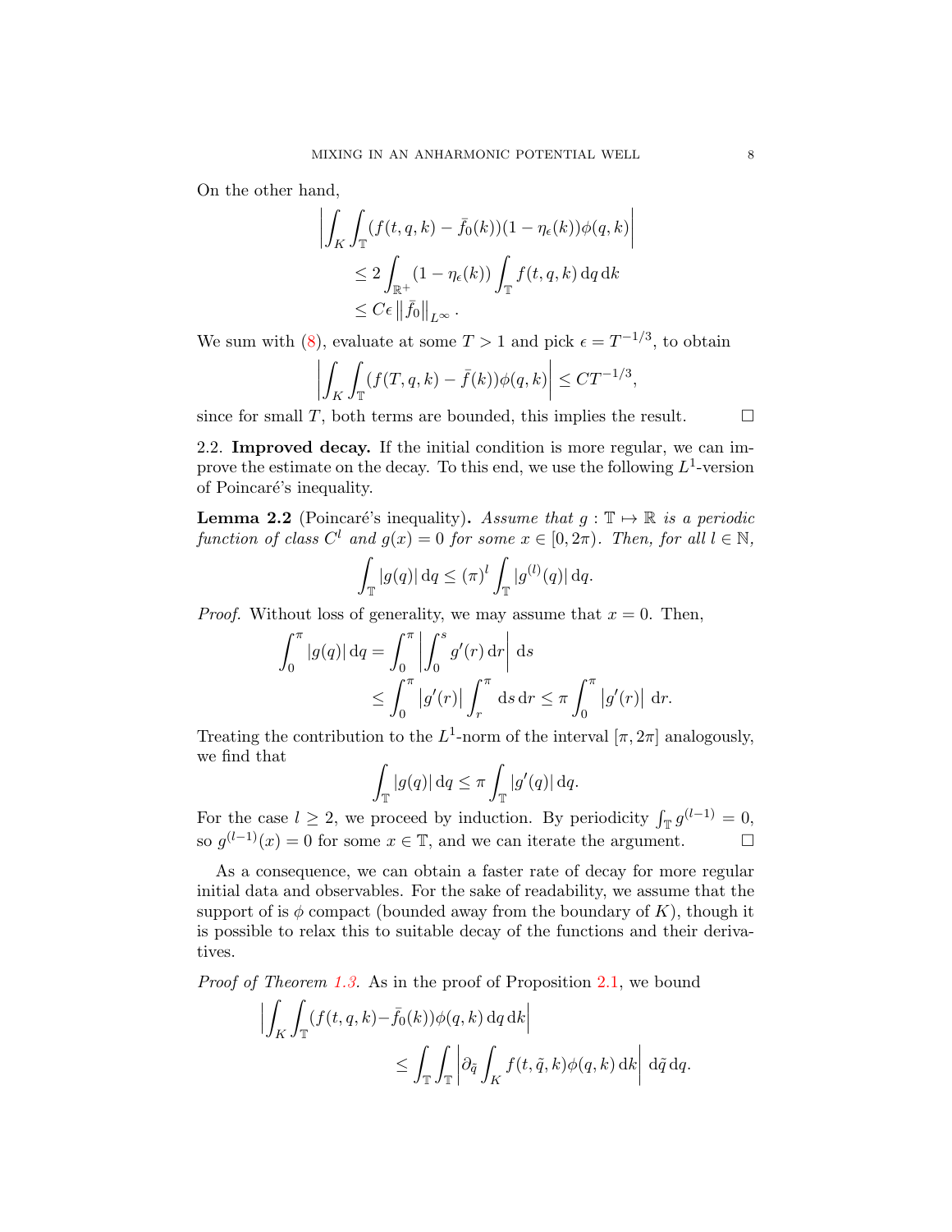On the other hand,

$$
\begin{aligned}
\left| \int_K \int_{\mathbb{T}} (f(t,q,k) - \bar{f}_0(k))(1-\eta_\epsilon(k))\phi(q,k) \right| \\
\leq 2 \int_{\mathbb{R}^+} (1-\eta_\epsilon(k)) \int_{\mathbb{T}} f(t,q,k)\, \mathrm{d}q\, \mathrm{d}k \\
\leq C\epsilon \left\| \bar{f}_0 \right\|_{L^\infty}.
\end{aligned}
$$

We sum with (8), evaluate at some $T > 1$ and pick $\epsilon = T^{-1/3}$, to obtain

$$
\left| \int_K \int_{\mathbb{T}} (f(T,q,k) - \bar{f}(k))\phi(q,k) \right| \leq C T^{-1/3},
$$

since for small $T$, both terms are bounded, this implies the result. □

2.2. **Improved decay.** If the initial condition is more regular, we can improve the estimate on the decay. To this end, we use the following $L^1$-version of Poincaré's inequality.

**Lemma 2.2** (Poincaré's inequality)**.** *Assume that $g : \mathbb{T} \mapsto \mathbb{R}$ is a periodic function of class $C^l$ and $g(x) = 0$ for some $x \in [0, 2\pi)$. Then, for all $l \in \mathbb{N}$,*

$$
\int_{\mathbb{T}} |g(q)|\, \mathrm{d}q \leq (\pi)^l \int_{\mathbb{T}} |g^{(l)}(q)|\, \mathrm{d}q.
$$

*Proof.* Without loss of generality, we may assume that $x = 0$. Then,

$$
\begin{aligned}
\int_0^\pi |g(q)|\, \mathrm{d}q &= \int_0^\pi \left| \int_0^s g'(r)\, \mathrm{d}r \right| \mathrm{d}s \\
&\leq \int_0^\pi \left| g'(r) \right| \int_r^\pi \mathrm{d}s\, \mathrm{d}r \leq \pi \int_0^\pi \left| g'(r) \right| \, \mathrm{d}r.
\end{aligned}
$$

Treating the contribution to the $L^1$-norm of the interval $[\pi, 2\pi]$ analogously, we find that

$$
\int_{\mathbb{T}} |g(q)|\, \mathrm{d}q \leq \pi \int_{\mathbb{T}} |g'(q)|\, \mathrm{d}q.
$$

For the case $l \geq 2$, we proceed by induction. By periodicity $\int_{\mathbb{T}} g^{(l-1)} = 0$, so $g^{(l-1)}(x) = 0$ for some $x \in \mathbb{T}$, and we can iterate the argument. □

As a consequence, we can obtain a faster rate of decay for more regular initial data and observables. For the sake of readability, we assume that the support of is $\phi$ compact (bounded away from the boundary of $K$), though it is possible to relax this to suitable decay of the functions and their derivatives.

*Proof of Theorem 1.3.* As in the proof of Proposition 2.1, we bound

$$
\begin{aligned}
\Big| \int_K \int_{\mathbb{T}} (f(t,q,k) - &\bar{f}_0(k))\phi(q,k)\, \mathrm{d}q\, \mathrm{d}k \Big| \\
&\leq \int_{\mathbb{T}} \int_{\mathbb{T}} \left| \partial_{\tilde{q}} \int_K f(t,\tilde{q},k)\phi(q,k)\, \mathrm{d}k \right| \, \mathrm{d}\tilde{q}\, \mathrm{d}q.
\end{aligned}
$$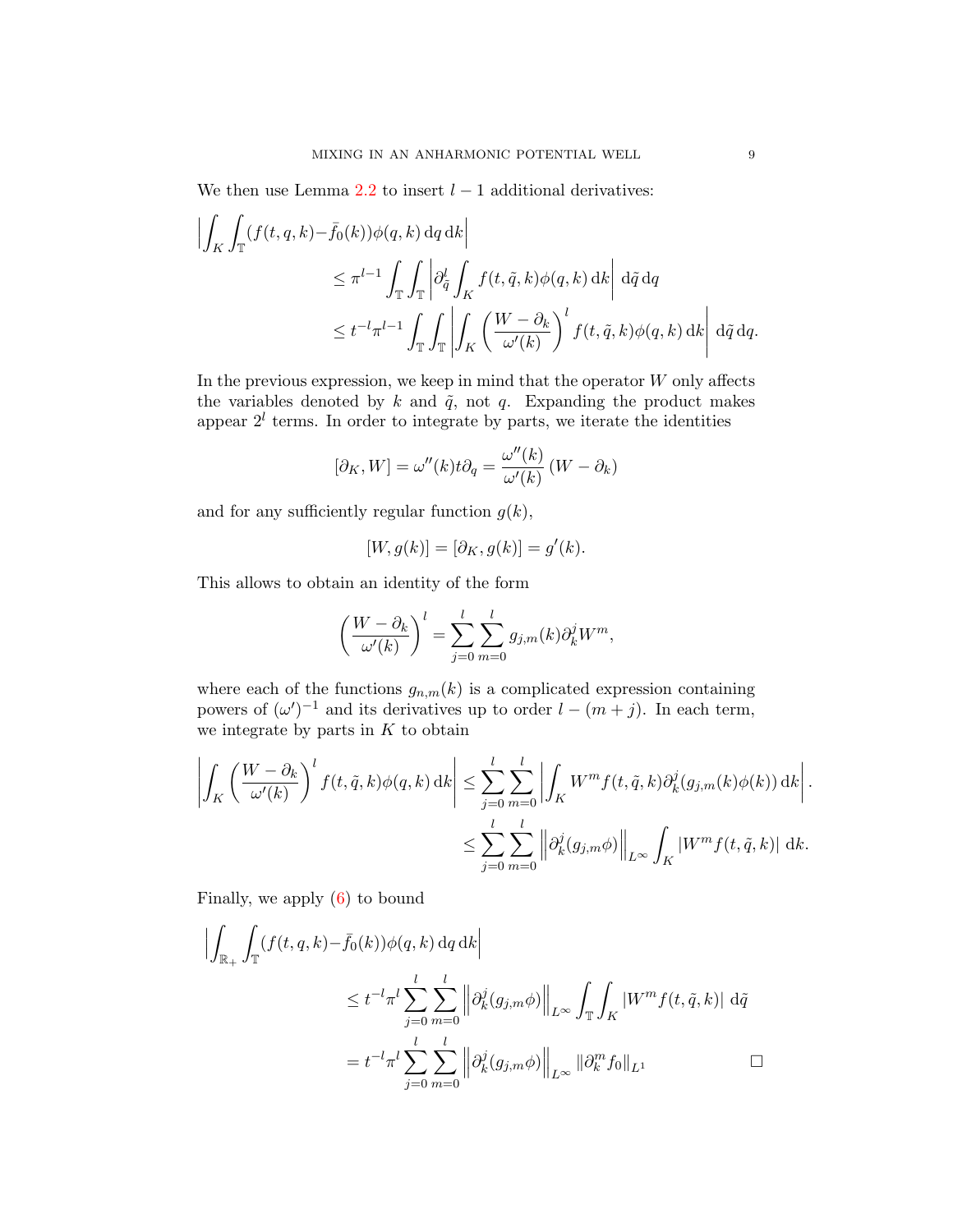We then use Lemma 2.2 to insert $l-1$ additional derivatives:

$$
\begin{aligned}
\Big| \int_K \int_{\mathbb{T}} (f(t,q,k) - & \bar{f}_0(k))\phi(q,k)\,\mathrm{d}q\,\mathrm{d}k \Big| \\
&\leq \pi^{l-1} \int_{\mathbb{T}} \int_{\mathbb{T}} \left| \partial_{\tilde{q}}^l \int_K f(t,\tilde{q},k)\phi(q,k)\,\mathrm{d}k \right| \,\mathrm{d}\tilde{q}\,\mathrm{d}q \\
&\leq t^{-l}\pi^{l-1} \int_{\mathbb{T}} \int_{\mathbb{T}} \left| \int_K \left( \frac{W - \partial_k}{\omega'(k)} \right)^l f(t,\tilde{q},k)\phi(q,k)\,\mathrm{d}k \right| \,\mathrm{d}\tilde{q}\,\mathrm{d}q.
\end{aligned}
$$

In the previous expression, we keep in mind that the operator $W$ only affects the variables denoted by $k$ and $\tilde{q}$, not $q$. Expanding the product makes appear $2^l$ terms. In order to integrate by parts, we iterate the identities

$$
[\partial_K, W] = \omega''(k) t \partial_q = \frac{\omega''(k)}{\omega'(k)} (W - \partial_k)
$$

and for any sufficiently regular function $g(k)$,

$$
[W, g(k)] = [\partial_K, g(k)] = g'(k).
$$

This allows to obtain an identity of the form

$$
\left( \frac{W - \partial_k}{\omega'(k)} \right)^l = \sum_{j=0}^{l} \sum_{m=0}^{l} g_{j,m}(k) \partial_k^j W^m,
$$

where each of the functions $g_{n,m}(k)$ is a complicated expression containing powers of $(\omega')^{-1}$ and its derivatives up to order $l - (m+j)$. In each term, we integrate by parts in $K$ to obtain

$$
\begin{aligned}
\left| \int_K \left( \frac{W - \partial_k}{\omega'(k)} \right)^l f(t,\tilde{q},k)\phi(q,k)\,\mathrm{d}k \right| &\leq \sum_{j=0}^{l} \sum_{m=0}^{l} \left| \int_K W^m f(t,\tilde{q},k) \partial_k^j (g_{j,m}(k)\phi(k))\,\mathrm{d}k \right|. \\
&\leq \sum_{j=0}^{l} \sum_{m=0}^{l} \left\| \partial_k^j (g_{j,m}\phi) \right\|_{L^\infty} \int_K |W^m f(t,\tilde{q},k)| \,\mathrm{d}k.
\end{aligned}
$$

Finally, we apply (6) to bound

$$
\begin{aligned}
\Big| \int_{\mathbb{R}_+} \int_{\mathbb{T}} (f(t,q,k) - & \bar{f}_0(k))\phi(q,k)\,\mathrm{d}q\,\mathrm{d}k \Big| \\
&\leq t^{-l}\pi^{l} \sum_{j=0}^{l} \sum_{m=0}^{l} \left\| \partial_k^j (g_{j,m}\phi) \right\|_{L^\infty} \int_{\mathbb{T}} \int_K |W^m f(t,\tilde{q},k)| \,\mathrm{d}\tilde{q} \\
&= t^{-l}\pi^{l} \sum_{j=0}^{l} \sum_{m=0}^{l} \left\| \partial_k^j (g_{j,m}\phi) \right\|_{L^\infty} \|\partial_k^m f_0\|_{L^1}
\end{aligned}
$$

□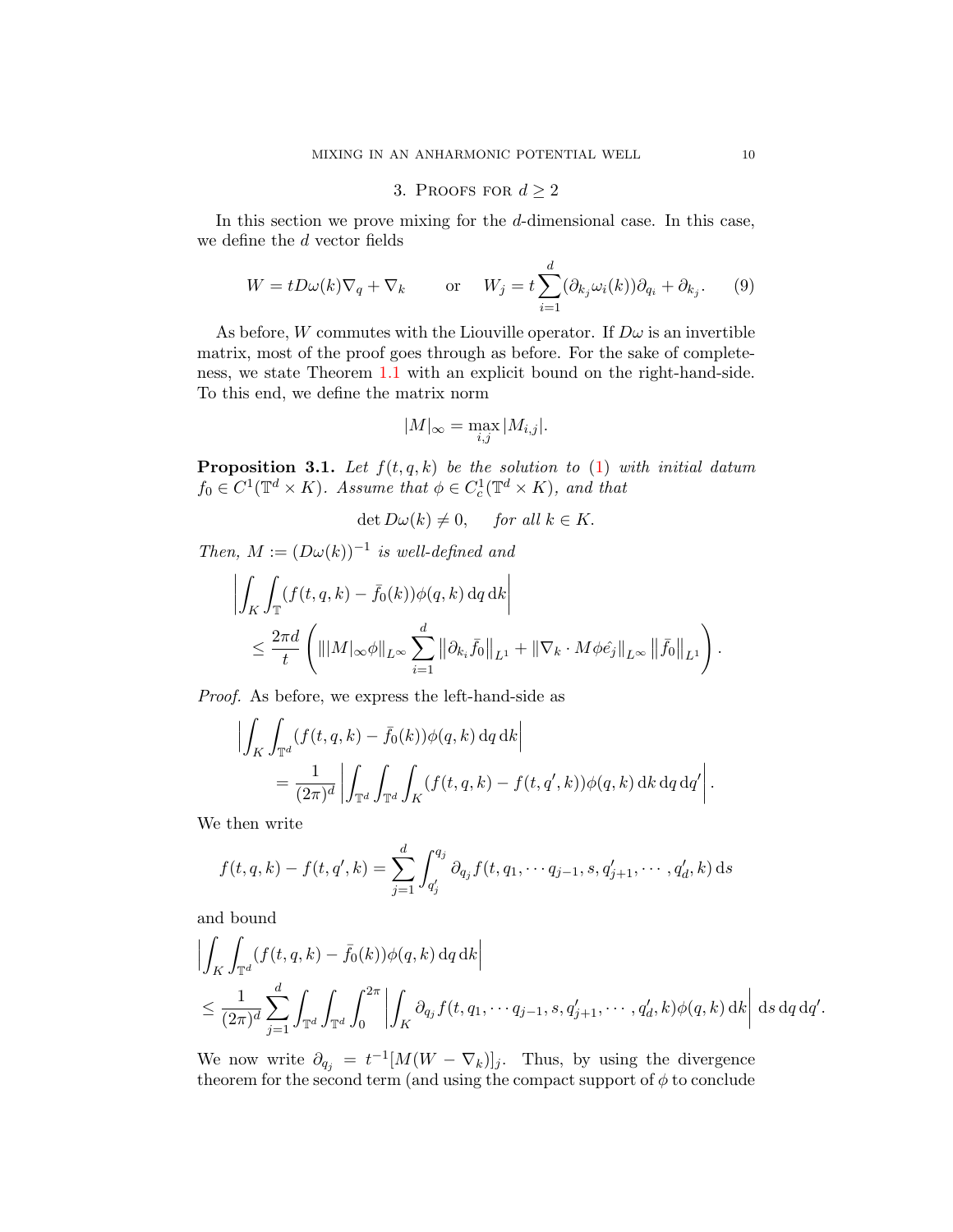## 3. Proofs for $d \geq 2$

In this section we prove mixing for the $d$-dimensional case. In this case, we define the $d$ vector fields

$$W = tD\omega(k)\nabla_q + \nabla_k \qquad \text{or} \qquad W_j = t\sum_{i=1}^{d}(\partial_{k_j}\omega_i(k))\partial_{q_i} + \partial_{k_j}. \tag{9}$$

As before, $W$ commutes with the Liouville operator. If $D\omega$ is an invertible matrix, most of the proof goes through as before. For the sake of completeness, we state Theorem 1.1 with an explicit bound on the right-hand-side. To this end, we define the matrix norm

$$|M|_\infty = \max_{i,j} |M_{i,j}|.$$

**Proposition 3.1.** *Let $f(t,q,k)$ be the solution to (1) with initial datum $f_0 \in C^1(\mathbb{T}^d \times K)$. Assume that $\phi \in C_c^1(\mathbb{T}^d \times K)$, and that*

$$\det D\omega(k) \neq 0, \qquad \textit{for all } k \in K.$$

*Then, $M := (D\omega(k))^{-1}$ is well-defined and*

$$\begin{aligned}
&\left|\int_K \int_{\mathbb{T}} (f(t,q,k) - \bar{f}_0(k))\phi(q,k)\,\mathrm{d}q\,\mathrm{d}k\right| \\
&\qquad \leq \frac{2\pi d}{t}\left( \||M|_\infty \phi\|_{L^\infty} \sum_{i=1}^{d} \left\|\partial_{k_i}\bar{f}_0\right\|_{L^1} + \|\nabla_k \cdot M\phi\hat{e_j}\|_{L^\infty} \left\|\bar{f}_0\right\|_{L^1}\right).
\end{aligned}$$

*Proof.* As before, we express the left-hand-side as

$$\begin{aligned}
&\Big|\int_K \int_{\mathbb{T}^d} (f(t,q,k) - \bar{f}_0(k))\phi(q,k)\,\mathrm{d}q\,\mathrm{d}k\Big| \\
&\qquad = \frac{1}{(2\pi)^d}\left|\int_{\mathbb{T}^d}\int_{\mathbb{T}^d}\int_K (f(t,q,k) - f(t,q',k))\phi(q,k)\,\mathrm{d}k\,\mathrm{d}q\,\mathrm{d}q'\right|.
\end{aligned}$$

We then write

$$f(t,q,k) - f(t,q',k) = \sum_{j=1}^{d}\int_{q_j'}^{q_j} \partial_{q_j} f(t, q_1, \cdots q_{j-1}, s, q_{j+1}', \cdots, q_d', k)\,\mathrm{d}s$$

and bound

$$\begin{aligned}
&\Big|\int_K \int_{\mathbb{T}^d} (f(t,q,k) - \bar{f}_0(k))\phi(q,k)\,\mathrm{d}q\,\mathrm{d}k\Big| \\
&\leq \frac{1}{(2\pi)^d}\sum_{j=1}^{d}\int_{\mathbb{T}^d}\int_{\mathbb{T}^d}\int_0^{2\pi}\left|\int_K \partial_{q_j} f(t, q_1, \cdots q_{j-1}, s, q_{j+1}', \cdots, q_d', k)\phi(q,k)\,\mathrm{d}k\right|\,\mathrm{d}s\,\mathrm{d}q\,\mathrm{d}q'.
\end{aligned}$$

We now write $\partial_{q_j} = t^{-1}[M(W - \nabla_k)]_j$. Thus, by using the divergence theorem for the second term (and using the compact support of $\phi$ to conclude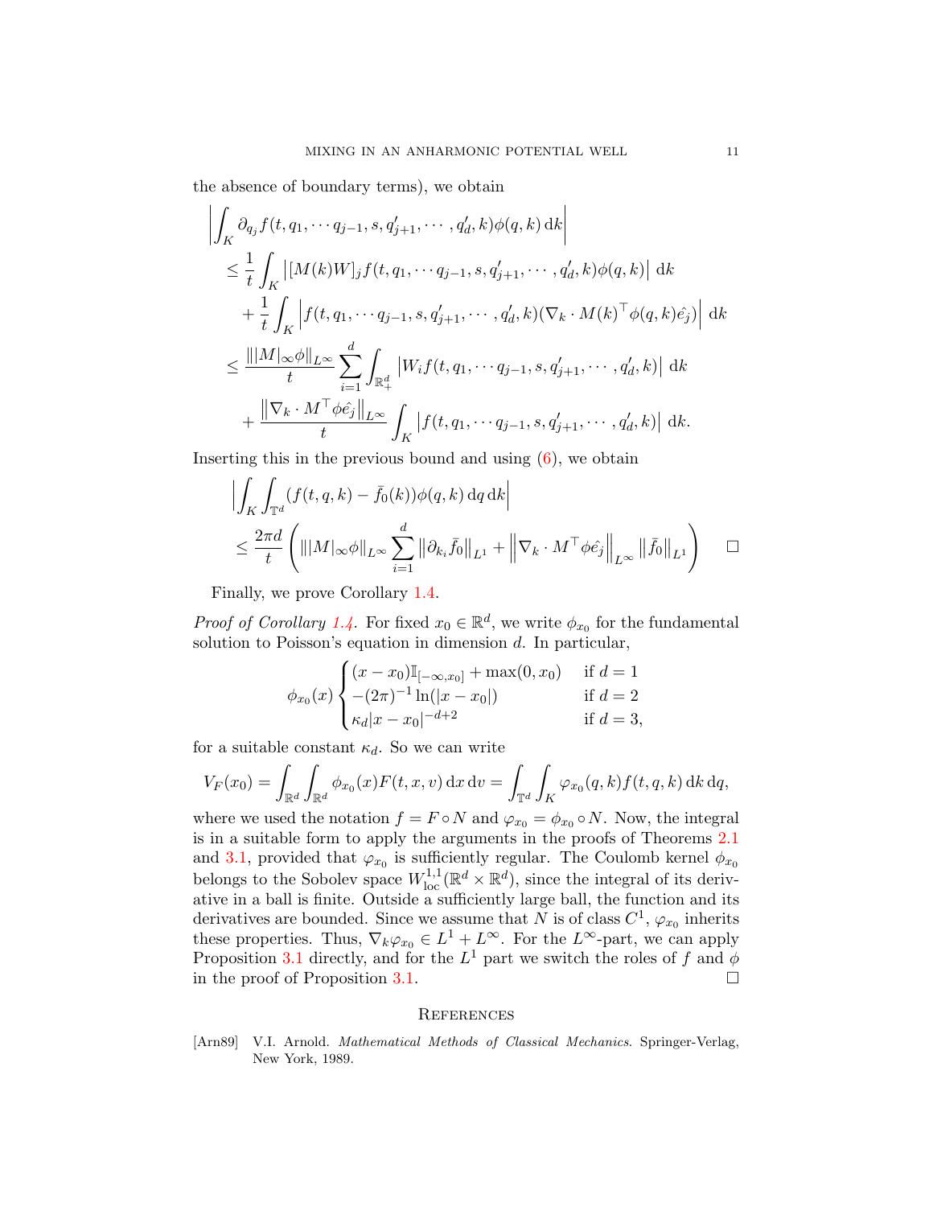the absence of boundary terms), we obtain

$$
\begin{aligned}
&\left|\int_K \partial_{q_j} f(t, q_1, \cdots q_{j-1}, s, q'_{j+1}, \cdots, q'_d, k)\phi(q,k)\,\mathrm{d}k\right| \\
&\leq \frac{1}{t}\int_K \left|[M(k)W]_j f(t, q_1, \cdots q_{j-1}, s, q'_{j+1}, \cdots, q'_d, k)\phi(q,k)\right|\,\mathrm{d}k \\
&\quad + \frac{1}{t}\int_K \left|f(t, q_1, \cdots q_{j-1}, s, q'_{j+1}, \cdots, q'_d, k)(\nabla_k \cdot M(k)^\top \phi(q,k)\hat{e_j})\right|\,\mathrm{d}k \\
&\leq \frac{\| |M|_\infty \phi\|_{L^\infty}}{t}\sum_{i=1}^d \int_{\mathbb{R}_+^d} \left|W_i f(t, q_1, \cdots q_{j-1}, s, q'_{j+1}, \cdots, q'_d, k)\right|\,\mathrm{d}k \\
&\quad + \frac{\left\|\nabla_k \cdot M^\top \phi \hat{e_j}\right\|_{L^\infty}}{t}\int_K \left|f(t, q_1, \cdots q_{j-1}, s, q'_{j+1}, \cdots, q'_d, k)\right|\,\mathrm{d}k.
\end{aligned}
$$

Inserting this in the previous bound and using (6), we obtain

$$
\begin{aligned}
&\left|\int_K \int_{\mathbb{T}^d} (f(t,q,k) - \bar{f}_0(k))\phi(q,k)\,\mathrm{d}q\,\mathrm{d}k\right| \\
&\leq \frac{2\pi d}{t}\left(\| |M|_\infty \phi\|_{L^\infty}\sum_{i=1}^d \left\|\partial_{k_i}\bar{f}_0\right\|_{L^1} + \left\|\nabla_k \cdot M^\top \phi \hat{e_j}\right\|_{L^\infty}\left\|\bar{f}_0\right\|_{L^1}\right) \qquad \square
\end{aligned}
$$

Finally, we prove Corollary 1.4.

*Proof of Corollary 1.4.* For fixed $x_0 \in \mathbb{R}^d$, we write $\phi_{x_0}$ for the fundamental solution to Poisson's equation in dimension $d$. In particular,

$$
\phi_{x_0}(x)\begin{cases} (x - x_0)\mathbb{I}_{[-\infty, x_0]} + \max(0, x_0) & \text{if } d = 1 \\ -(2\pi)^{-1}\ln(|x - x_0|) & \text{if } d = 2 \\ \kappa_d |x - x_0|^{-d+2} & \text{if } d = 3, \end{cases}
$$

for a suitable constant $\kappa_d$. So we can write

$$
V_F(x_0) = \int_{\mathbb{R}^d}\int_{\mathbb{R}^d} \phi_{x_0}(x)F(t,x,v)\,\mathrm{d}x\,\mathrm{d}v = \int_{\mathbb{T}^d}\int_K \varphi_{x_0}(q,k)f(t,q,k)\,\mathrm{d}k\,\mathrm{d}q,
$$

where we used the notation $f = F \circ N$ and $\varphi_{x_0} = \phi_{x_0} \circ N$. Now, the integral is in a suitable form to apply the arguments in the proofs of Theorems 2.1 and 3.1, provided that $\varphi_{x_0}$ is sufficiently regular. The Coulomb kernel $\phi_{x_0}$ belongs to the Sobolev space $W^{1,1}_{\mathrm{loc}}(\mathbb{R}^d \times \mathbb{R}^d)$, since the integral of its derivative in a ball is finite. Outside a sufficiently large ball, the function and its derivatives are bounded. Since we assume that $N$ is of class $C^1$, $\varphi_{x_0}$ inherits these properties. Thus, $\nabla_k \varphi_{x_0} \in L^1 + L^\infty$. For the $L^\infty$-part, we can apply Proposition 3.1 directly, and for the $L^1$ part we switch the roles of $f$ and $\phi$ in the proof of Proposition 3.1. $\square$

## References

[Arn89] V.I. Arnold. *Mathematical Methods of Classical Mechanics*. Springer-Verlag, New York, 1989.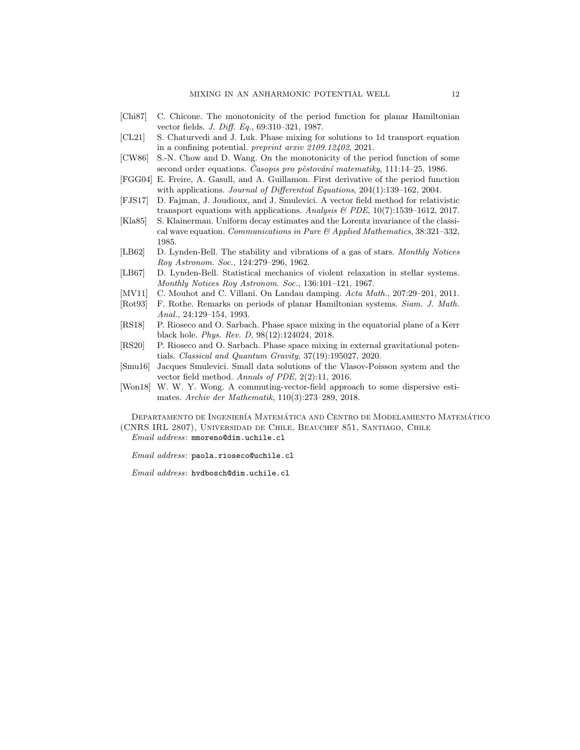[Chi87] C. Chicone. The monotonicity of the period function for planar Hamiltonian vector fields. *J. Diff. Eq.*, 69:310–321, 1987.

[CL21] S. Chaturvedi and J. Luk. Phase mixing for solutions to 1d transport equation in a confining potential. *preprint arxiv 2109.12402*, 2021.

[CW86] S.-N. Chow and D. Wang. On the monotonicity of the period function of some second order equations. *Ĉasopis pro pêstování matematiky*, 111:14–25, 1986.

[FGG04] E. Freire, A. Gasull, and A. Guillamon. First derivative of the period function with applications. *Journal of Differential Equations*, 204(1):139–162, 2004.

[FJS17] D. Fajman, J. Joudioux, and J. Smulevici. A vector field method for relativistic transport equations with applications. *Analysis & PDE*, 10(7):1539–1612, 2017.

[Kla85] S. Klainerman. Uniform decay estimates and the Lorentz invariance of the classical wave equation. *Communications in Pure & Applied Mathematics*, 38:321–332, 1985.

[LB62] D. Lynden-Bell. The stability and vibrations of a gas of stars. *Monthly Notices Roy Astronom. Soc.*, 124:279–296, 1962.

[LB67] D. Lynden-Bell. Statistical mechanics of violent relaxation in stellar systems. *Monthly Notices Roy Astronom. Soc.*, 136:101–121, 1967.

[MV11] C. Mouhot and C. Villani. On Landau damping. *Acta Math.*, 207:29–201, 2011.

[Rot93] F. Rothe. Remarks on periods of planar Hamiltonian systems. *Siam. J. Math. Anal.*, 24:129–154, 1993.

[RS18] P. Rioseco and O. Sarbach. Phase space mixing in the equatorial plane of a Kerr black hole. *Phys. Rev. D*, 98(12):124024, 2018.

[RS20] P. Rioseco and O. Sarbach. Phase space mixing in external gravitational potentials. *Classical and Quantum Gravity*, 37(19):195027, 2020.

[Smu16] Jacques Smulevici. Small data solutions of the Vlasov-Poisson system and the vector field method. *Annals of PDE*, 2(2):11, 2016.

[Won18] W. W. Y. Wong. A commuting-vector-field approach to some dispersive estimates. *Archiv der Mathematik*, 110(3):273–289, 2018.

Departamento de Ingeniería Matemática and Centro de Modelamiento Matemático (CNRS IRL 2807), Universidad de Chile, Beauchef 851, Santiago, Chile

*Email address*: mmoreno@dim.uchile.cl

*Email address*: paola.rioseco@uchile.cl

*Email address*: hvdbosch@dim.uchile.cl